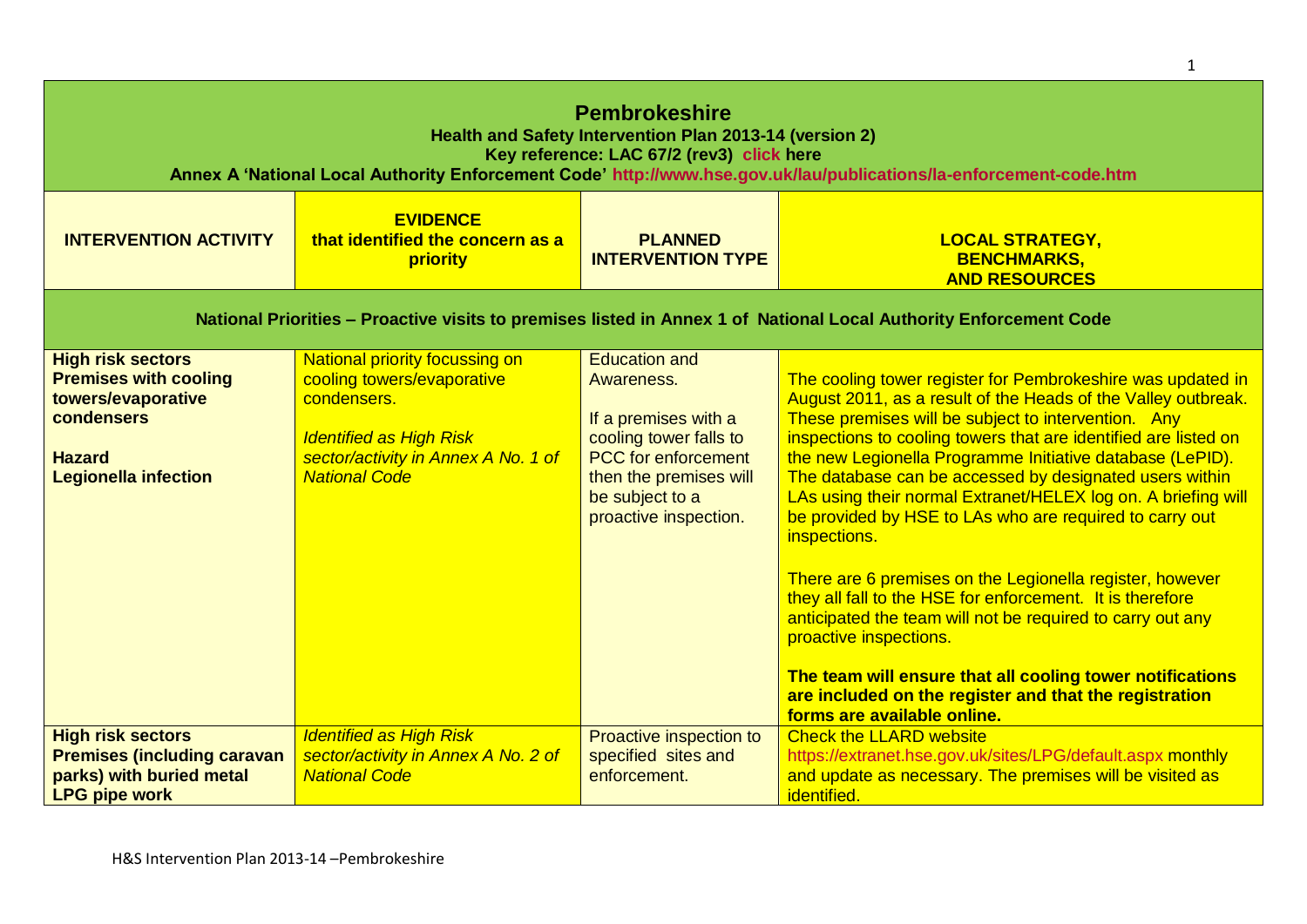# Pembrokeshire

**Health and Safety Intervention Plan 2013-14 (version 2)**

**Key reference: LAC 67/2 (rev3) click here**

**Annex A 'National Local Authority Enforcement Code' http://www.hse.gov.uk/lau/publications/la-enforcement-code.htm**

| INTERVENTION ACTIVITY | EVIDENCE that identified the concern as a priority | PLANNED INTERVENTION TYPE | LOCAL STRATEGY, BENCHMARKS, AND RESOURCES |
|---|---|---|---|
| **National Priorities – Proactive visits to premises listed in Annex 1 of National Local Authority Enforcement Code** | | | |
| **High risk sectors**<br>**Premises with cooling towers/evaporative condensers**<br><br>**Hazard**<br>**Legionella infection** | National priority focussing on cooling towers/evaporative condensers.<br><br>*Identified as High Risk sector/activity in Annex A No. 1 of National Code* | Education and Awareness.<br><br>If a premises with a cooling tower falls to PCC for enforcement then the premises will be subject to a proactive inspection. | The cooling tower register for Pembrokeshire was updated in August 2011, as a result of the Heads of the Valley outbreak. These premises will be subject to intervention. Any inspections to cooling towers that are identified are listed on the new Legionella Programme Initiative database (LePID). The database can be accessed by designated users within LAs using their normal Extranet/HELEX log on. A briefing will be provided by HSE to LAs who are required to carry out inspections.<br><br>There are 6 premises on the Legionella register, however they all fall to the HSE for enforcement. It is therefore anticipated the team will not be required to carry out any proactive inspections.<br><br>**The team will ensure that all cooling tower notifications are included on the register and that the registration forms are available online.** |
| **High risk sectors**<br>**Premises (including caravan parks) with buried metal LPG pipe work** | *Identified as High Risk sector/activity in Annex A No. 2 of National Code* | Proactive inspection to specified sites and enforcement. | Check the LLARD website https://extranet.hse.gov.uk/sites/LPG/default.aspx monthly and update as necessary. The premises will be visited as identified. |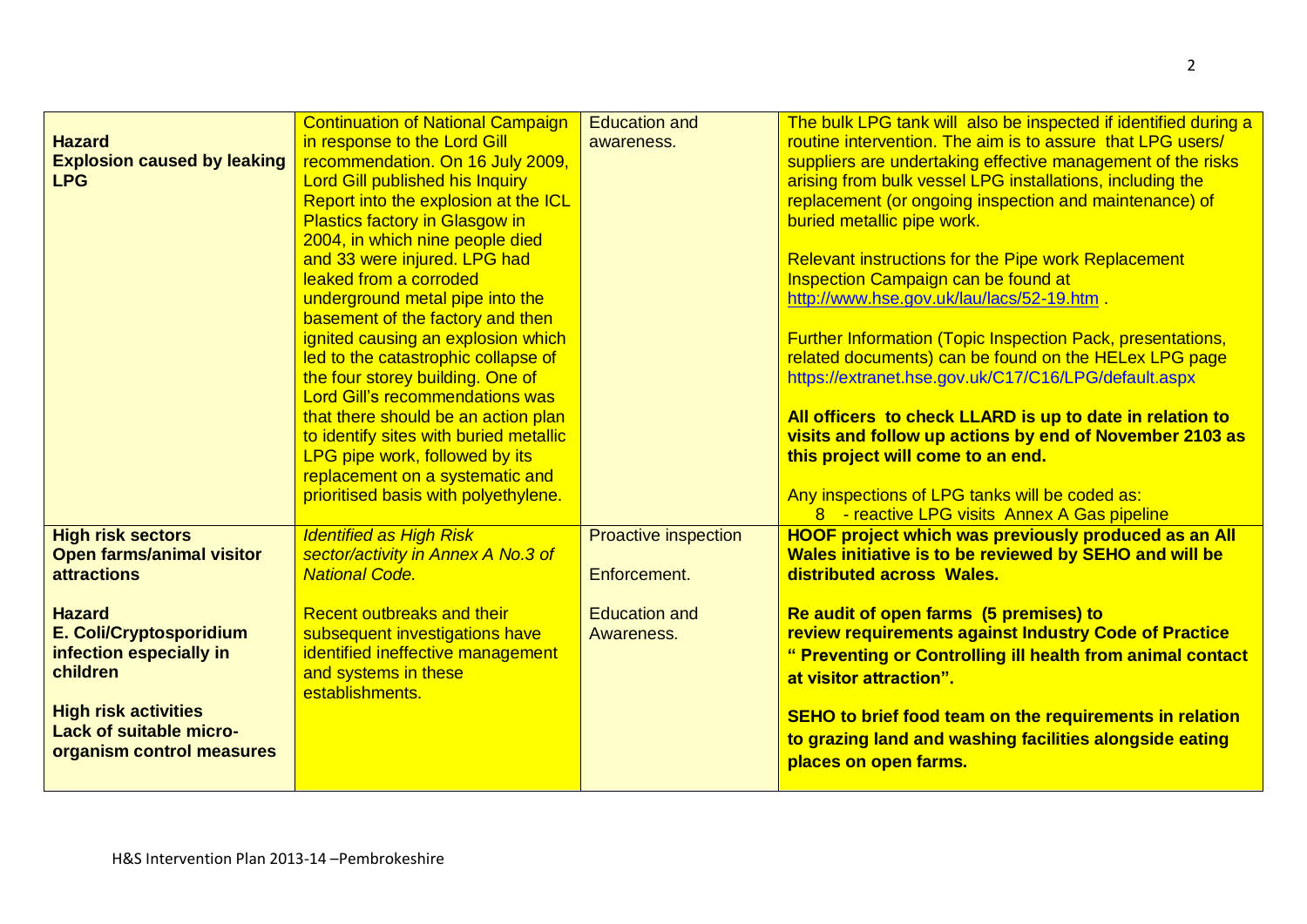| | | | |
|---|---|---|---|
| **Hazard**<br>**Explosion caused by leaking LPG** | Continuation of National Campaign in response to the Lord Gill recommendation. On 16 July 2009, Lord Gill published his Inquiry Report into the explosion at the ICL Plastics factory in Glasgow in 2004, in which nine people died and 33 were injured. LPG had leaked from a corroded underground metal pipe into the basement of the factory and then ignited causing an explosion which led to the catastrophic collapse of the four storey building. One of Lord Gill's recommendations was that there should be an action plan to identify sites with buried metallic LPG pipe work, followed by its replacement on a systematic and prioritised basis with polyethylene. | Education and awareness. | The bulk LPG tank will also be inspected if identified during a routine intervention. The aim is to assure that LPG users/ suppliers are undertaking effective management of the risks arising from bulk vessel LPG installations, including the replacement (or ongoing inspection and maintenance) of buried metallic pipe work.<br><br>Relevant instructions for the Pipe work Replacement Inspection Campaign can be found at http://www.hse.gov.uk/lau/lacs/52-19.htm .<br><br>Further Information (Topic Inspection Pack, presentations, related documents) can be found on the HELex LPG page https://extranet.hse.gov.uk/C17/C16/LPG/default.aspx<br><br>**All officers to check LLARD is up to date in relation to visits and follow up actions by end of November 2103 as this project will come to an end.**<br><br>Any inspections of LPG tanks will be coded as:<br>8 - reactive LPG visits Annex A Gas pipeline |
| **High risk sectors**<br>**Open farms/animal visitor attractions**<br><br>**Hazard**<br>**E. Coli/Cryptosporidium infection especially in children**<br><br>**High risk activities**<br>**Lack of suitable micro-organism control measures** | *Identified as High Risk sector/activity in Annex A No.3 of National Code.*<br><br>Recent outbreaks and their subsequent investigations have identified ineffective management and systems in these establishments. | Proactive inspection<br><br>Enforcement.<br><br>Education and Awareness. | **HOOF project which was previously produced as an All Wales initiative is to be reviewed by SEHO and will be distributed across Wales.**<br><br>**Re audit of open farms (5 premises) to review requirements against Industry Code of Practice " Preventing or Controlling ill health from animal contact at visitor attraction".**<br><br>**SEHO to brief food team on the requirements in relation to grazing land and washing facilities alongside eating places on open farms.** |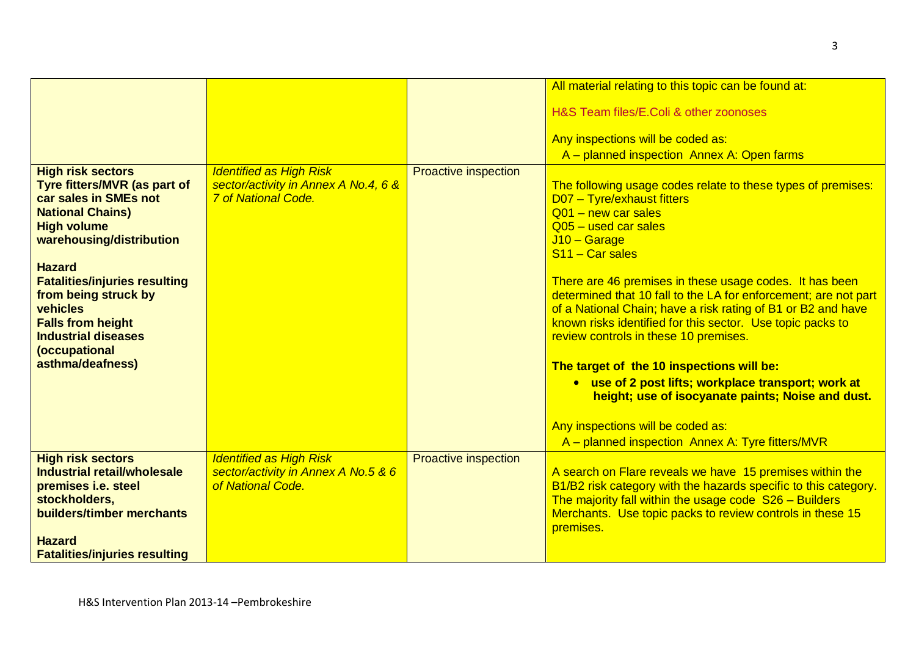| | | | |
|---|---|---|---|
| | | | All material relating to this topic can be found at:<br><br>H&S Team files/E.Coli & other zoonoses<br><br>Any inspections will be coded as:<br>A – planned inspection Annex A: Open farms |
| **High risk sectors**<br>**Tyre fitters/MVR (as part of car sales in SMEs not National Chains)**<br>**High volume warehousing/distribution**<br><br>**Hazard**<br>**Fatalities/injuries resulting from being struck by vehicles**<br>**Falls from height**<br>**Industrial diseases (occupational asthma/deafness)** | *Identified as High Risk sector/activity in Annex A No.4, 6 & 7 of National Code.* | Proactive inspection | The following usage codes relate to these types of premises:<br>D07 – Tyre/exhaust fitters<br>Q01 – new car sales<br>Q05 – used car sales<br>J10 – Garage<br>S11 – Car sales<br><br>There are 46 premises in these usage codes. It has been determined that 10 fall to the LA for enforcement; are not part of a National Chain; have a risk rating of B1 or B2 and have known risks identified for this sector. Use topic packs to review controls in these 10 premises.<br><br>**The target of the 10 inspections will be:**<br>• **use of 2 post lifts; workplace transport; work at height; use of isocyanate paints; Noise and dust.**<br><br>Any inspections will be coded as:<br>A – planned inspection Annex A: Tyre fitters/MVR |
| **High risk sectors**<br>**Industrial retail/wholesale premises i.e. steel stockholders, builders/timber merchants**<br><br>**Hazard**<br>**Fatalities/injuries resulting** | *Identified as High Risk sector/activity in Annex A No.5 & 6 of National Code.* | Proactive inspection | A search on Flare reveals we have 15 premises within the B1/B2 risk category with the hazards specific to this category. The majority fall within the usage code S26 – Builders Merchants. Use topic packs to review controls in these 15 premises. |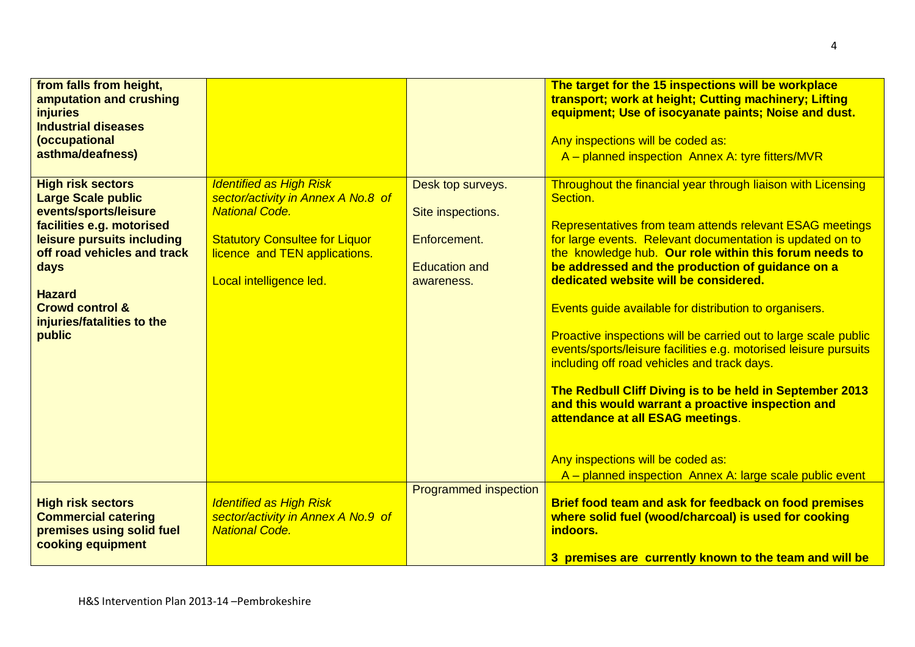| | | | |
|---|---|---|---|
| **from falls from height, amputation and crushing injuries**<br>**Industrial diseases (occupational asthma/deafness)** | | | **The target for the 15 inspections will be workplace transport; work at height; Cutting machinery; Lifting equipment; Use of isocyanate paints; Noise and dust.**<br><br>Any inspections will be coded as:<br>A – planned inspection Annex A: tyre fitters/MVR |
| **High risk sectors**<br>**Large Scale public events/sports/leisure facilities e.g. motorised leisure pursuits including off road vehicles and track days**<br><br>**Hazard**<br>**Crowd control & injuries/fatalities to the public** | *Identified as High Risk sector/activity in Annex A No.8 of National Code.*<br><br>Statutory Consultee for Liquor licence and TEN applications.<br><br>Local intelligence led. | Desk top surveys.<br><br>Site inspections.<br><br>Enforcement.<br><br>Education and awareness. | Throughout the financial year through liaison with Licensing Section.<br><br>Representatives from team attends relevant ESAG meetings for large events. Relevant documentation is updated on to the knowledge hub. **Our role within this forum needs to be addressed and the production of guidance on a dedicated website will be considered.**<br><br>Events guide available for distribution to organisers.<br><br>Proactive inspections will be carried out to large scale public events/sports/leisure facilities e.g. motorised leisure pursuits including off road vehicles and track days.<br><br>**The Redbull Cliff Diving is to be held in September 2013 and this would warrant a proactive inspection and attendance at all ESAG meetings**.<br><br>Any inspections will be coded as:<br>A – planned inspection Annex A: large scale public event |
| **High risk sectors**<br>**Commercial catering premises using solid fuel cooking equipment** | *Identified as High Risk sector/activity in Annex A No.9 of National Code.* | Programmed inspection | **Brief food team and ask for feedback on food premises where solid fuel (wood/charcoal) is used for cooking indoors.**<br><br>**3 premises are currently known to the team and will be** |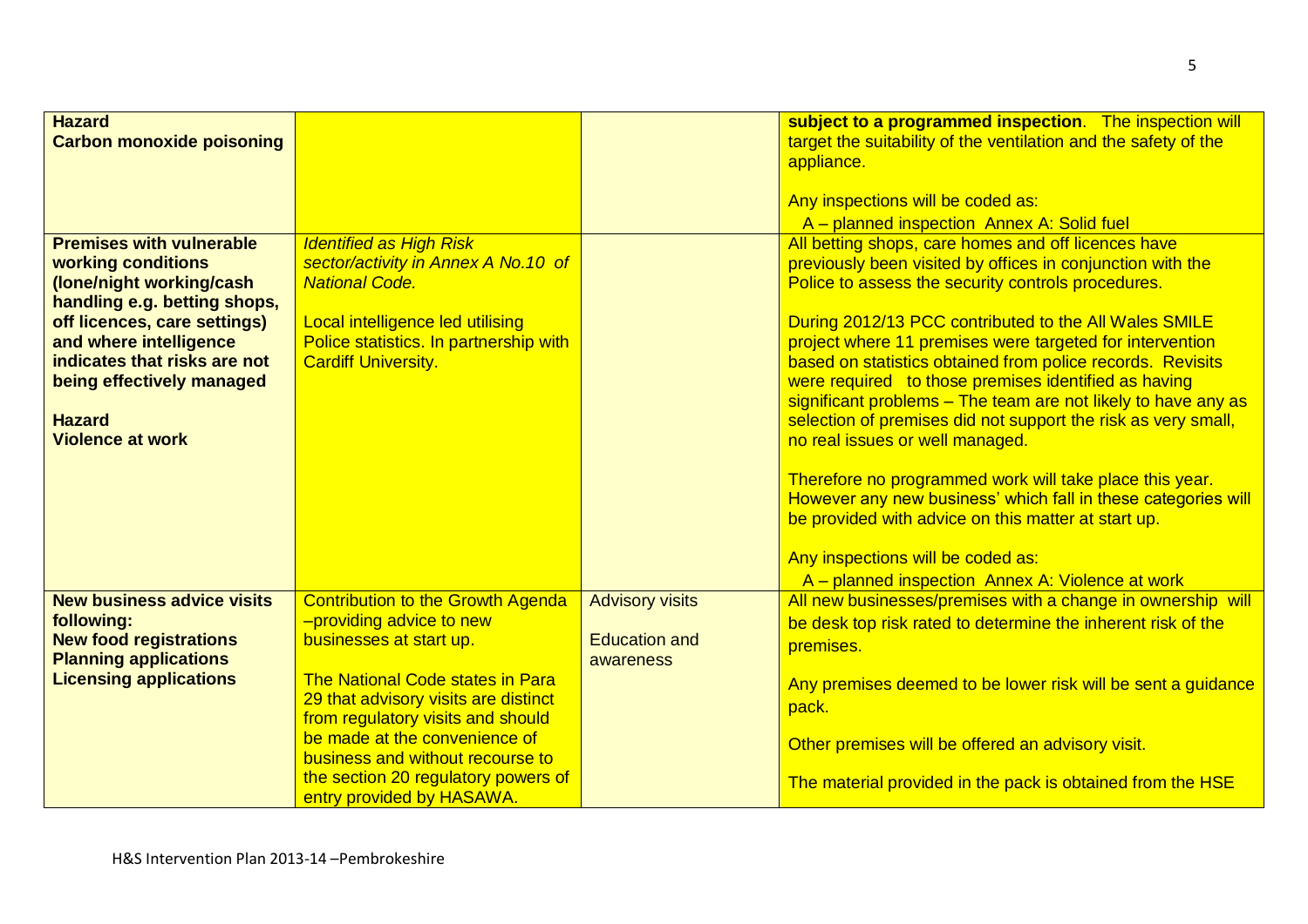| | | | |
|---|---|---|---|
| **Hazard**<br>**Carbon monoxide poisoning** | | | **subject to a programmed inspection**. The inspection will target the suitability of the ventilation and the safety of the appliance.<br><br>Any inspections will be coded as:<br>A – planned inspection Annex A: Solid fuel |
| **Premises with vulnerable working conditions (lone/night working/cash handling e.g. betting shops, off licences, care settings) and where intelligence indicates that risks are not being effectively managed**<br><br>**Hazard**<br>**Violence at work** | *Identified as High Risk sector/activity in Annex A No.10 of National Code.*<br><br>Local intelligence led utilising Police statistics. In partnership with Cardiff University. | | All betting shops, care homes and off licences have previously been visited by offices in conjunction with the Police to assess the security controls procedures.<br><br>During 2012/13 PCC contributed to the All Wales SMILE project where 11 premises were targeted for intervention based on statistics obtained from police records. Revisits were required to those premises identified as having significant problems – The team are not likely to have any as selection of premises did not support the risk as very small, no real issues or well managed.<br><br>Therefore no programmed work will take place this year. However any new business' which fall in these categories will be provided with advice on this matter at start up.<br><br>Any inspections will be coded as:<br>A – planned inspection Annex A: Violence at work |
| **New business advice visits following:**<br>**New food registrations**<br>**Planning applications**<br>**Licensing applications** | Contribution to the Growth Agenda –providing advice to new businesses at start up.<br><br>The National Code states in Para 29 that advisory visits are distinct from regulatory visits and should be made at the convenience of business and without recourse to the section 20 regulatory powers of entry provided by HASAWA. | Advisory visits<br><br>Education and awareness | All new businesses/premises with a change in ownership will be desk top risk rated to determine the inherent risk of the premises.<br><br>Any premises deemed to be lower risk will be sent a guidance pack.<br><br>Other premises will be offered an advisory visit.<br><br>The material provided in the pack is obtained from the HSE |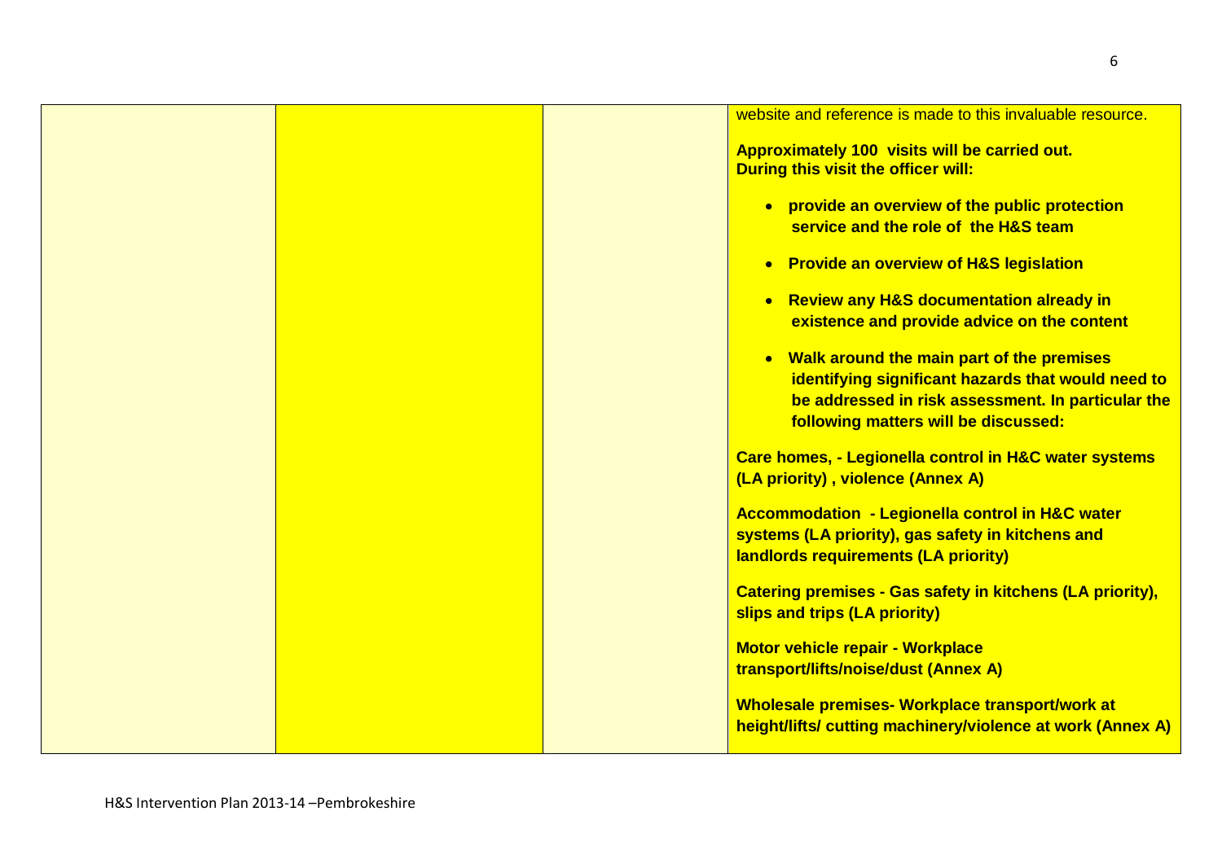| | | | website and reference is made to this invaluable resource.<br><br>**Approximately 100 visits will be carried out.**<br>**During this visit the officer will:**<br><br>• **provide an overview of the public protection service and the role of the H&S team**<br>• **Provide an overview of H&S legislation**<br>• **Review any H&S documentation already in existence and provide advice on the content**<br>• **Walk around the main part of the premises identifying significant hazards that would need to be addressed in risk assessment. In particular the following matters will be discussed:**<br><br>**Care homes, - Legionella control in H&C water systems (LA priority) , violence (Annex A)**<br><br>**Accommodation - Legionella control in H&C water systems (LA priority), gas safety in kitchens and landlords requirements (LA priority)**<br><br>**Catering premises - Gas safety in kitchens (LA priority), slips and trips (LA priority)**<br><br>**Motor vehicle repair - Workplace transport/lifts/noise/dust (Annex A)**<br><br>**Wholesale premises- Workplace transport/work at height/lifts/ cutting machinery/violence at work (Annex A)** |
|---|---|---|---|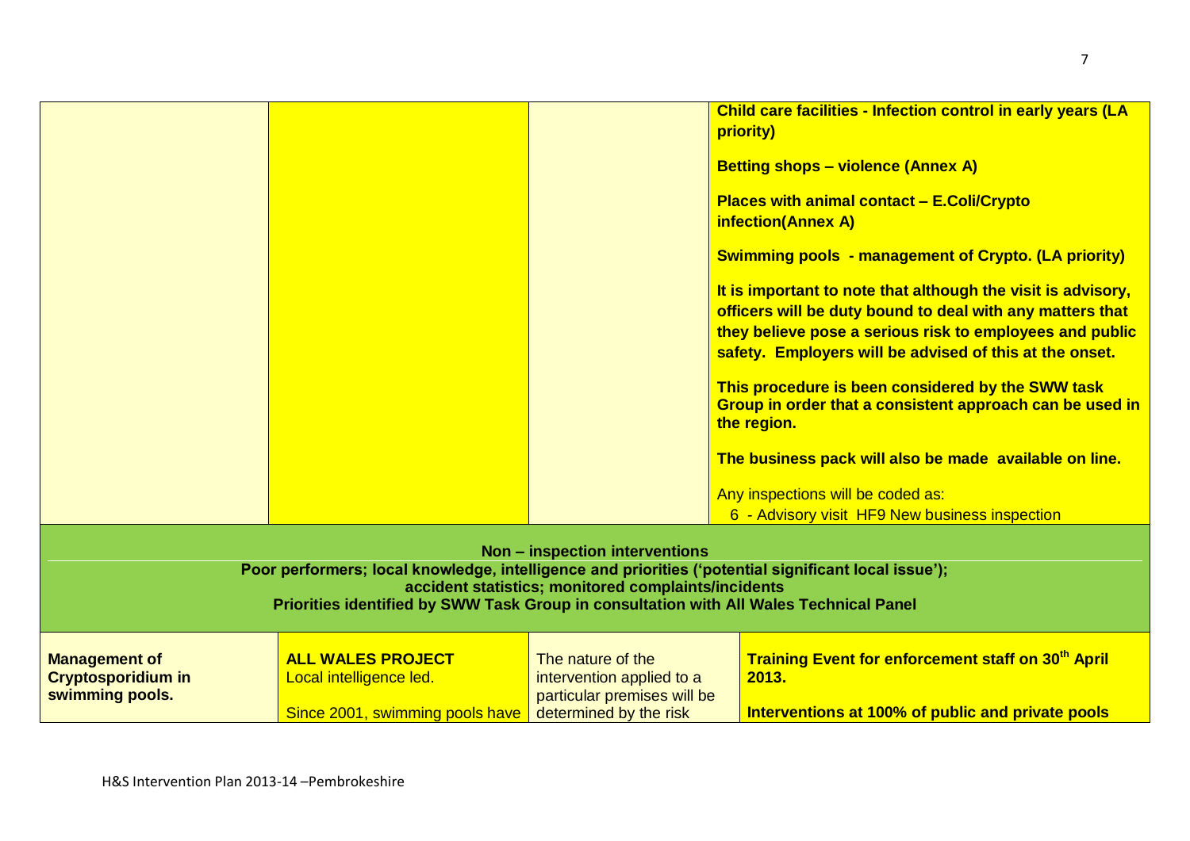| | | | |
|---|---|---|---|
| | | | **Child care facilities - Infection control in early years (LA priority)**<br><br>**Betting shops – violence (Annex A)**<br><br>**Places with animal contact – E.Coli/Crypto infection(Annex A)**<br><br>**Swimming pools - management of Crypto. (LA priority)**<br><br>**It is important to note that although the visit is advisory, officers will be duty bound to deal with any matters that they believe pose a serious risk to employees and public safety. Employers will be advised of this at the onset.**<br><br>**This procedure is been considered by the SWW task Group in order that a consistent approach can be used in the region.**<br><br>**The business pack will also be made available on line.**<br><br>Any inspections will be coded as:<br>6 - Advisory visit HF9 New business inspection |
| **Non – inspection interventions**<br>**Poor performers; local knowledge, intelligence and priorities ('potential significant local issue'); accident statistics; monitored complaints/incidents**<br>**Priorities identified by SWW Task Group in consultation with All Wales Technical Panel** | | | |
| **Management of Cryptosporidium in swimming pools.** | **ALL WALES PROJECT**<br>Local intelligence led.<br><br>Since 2001, swimming pools have | The nature of the intervention applied to a particular premises will be determined by the risk | **Training Event for enforcement staff on 30th April 2013.**<br><br>**Interventions at 100% of public and private pools** |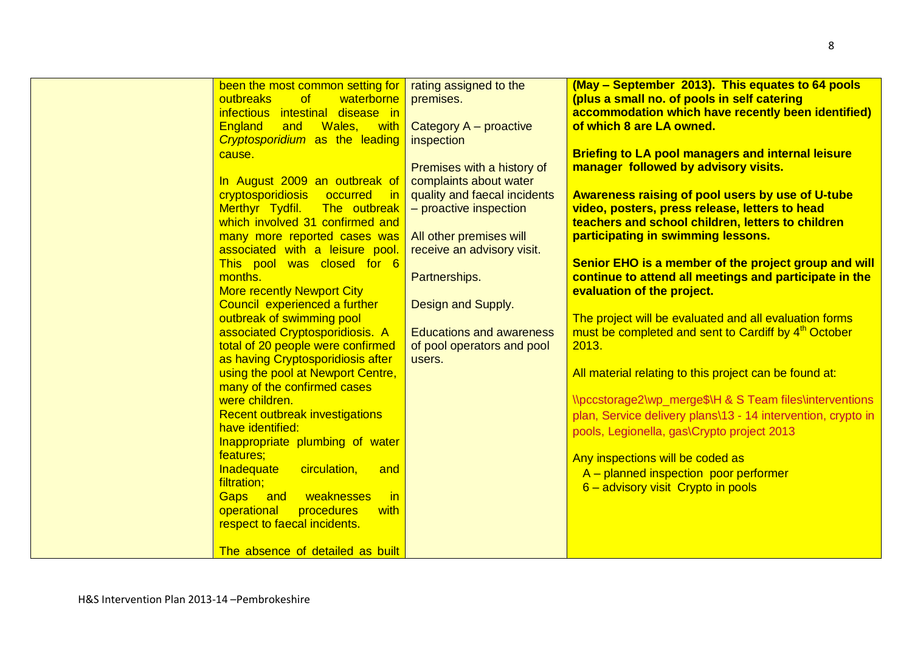|  |  |  |  |
| --- | --- | --- | --- |
|  | been the most common setting for outbreaks of waterborne infectious intestinal disease in England and Wales, with *Cryptosporidium* as the leading cause.<br><br>In August 2009 an outbreak of cryptosporidiosis occurred in Merthyr Tydfil. The outbreak which involved 31 confirmed and many more reported cases was associated with a leisure pool. This pool was closed for 6 months.<br>More recently Newport City Council experienced a further outbreak of swimming pool associated Cryptosporidiosis. A total of 20 people were confirmed as having Cryptosporidiosis after using the pool at Newport Centre, many of the confirmed cases were children.<br>Recent outbreak investigations have identified:<br>Inappropriate plumbing of water features;<br>Inadequate circulation, and filtration;<br>Gaps and weaknesses in operational procedures with respect to faecal incidents.<br><br>The absence of detailed as built | rating assigned to the premises.<br><br>Category A – proactive inspection<br><br>Premises with a history of complaints about water quality and faecal incidents – proactive inspection<br><br>All other premises will receive an advisory visit.<br><br>Partnerships.<br><br>Design and Supply.<br><br>Educations and awareness of pool operators and pool users. | **(May – September 2013). This equates to 64 pools (plus a small no. of pools in self catering accommodation which have recently been identified) of which 8 are LA owned.**<br><br>**Briefing to LA pool managers and internal leisure manager followed by advisory visits.**<br><br>**Awareness raising of pool users by use of U-tube video, posters, press release, letters to head teachers and school children, letters to children participating in swimming lessons.**<br><br>**Senior EHO is a member of the project group and will continue to attend all meetings and participate in the evaluation of the project.**<br><br>The project will be evaluated and all evaluation forms must be completed and sent to Cardiff by 4th October 2013.<br><br>All material relating to this project can be found at:<br><br>\\pccstorage2\wp_merge$\H & S Team files\interventions plan, Service delivery plans\13 - 14 intervention, crypto in pools, Legionella, gas\Crypto project 2013<br><br>Any inspections will be coded as<br>A – planned inspection poor performer<br>6 – advisory visit Crypto in pools |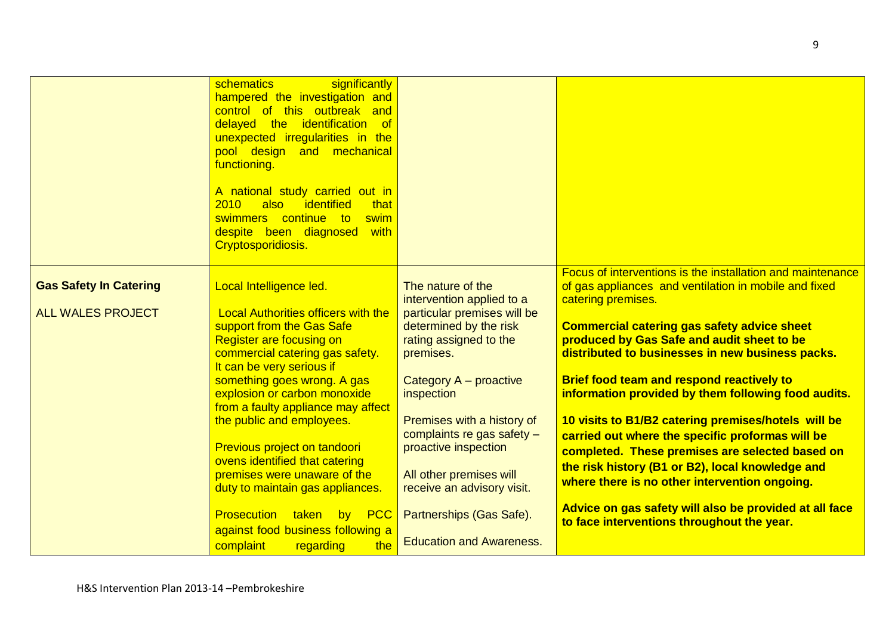| | | | |
|---|---|---|---|
| | schematics significantly hampered the investigation and control of this outbreak and delayed the identification of unexpected irregularities in the pool design and mechanical functioning.<br><br>A national study carried out in 2010 also identified that swimmers continue to swim despite been diagnosed with Cryptosporidiosis. | | |
| **Gas Safety In Catering**<br><br>ALL WALES PROJECT | Local Intelligence led.<br><br>Local Authorities officers with the support from the Gas Safe Register are focusing on commercial catering gas safety. It can be very serious if something goes wrong. A gas explosion or carbon monoxide from a faulty appliance may affect the public and employees.<br><br>Previous project on tandoori ovens identified that catering premises were unaware of the duty to maintain gas appliances.<br><br>Prosecution taken by PCC against food business following a complaint regarding the | The nature of the intervention applied to a particular premises will be determined by the risk rating assigned to the premises.<br><br>Category A – proactive inspection<br><br>Premises with a history of complaints re gas safety – proactive inspection<br><br>All other premises will receive an advisory visit.<br><br>Partnerships (Gas Safe).<br><br>Education and Awareness. | Focus of interventions is the installation and maintenance of gas appliances and ventilation in mobile and fixed catering premises.<br><br>**Commercial catering gas safety advice sheet produced by Gas Safe and audit sheet to be distributed to businesses in new business packs.**<br><br>**Brief food team and respond reactively to information provided by them following food audits.**<br><br>**10 visits to B1/B2 catering premises/hotels will be carried out where the specific proformas will be completed. These premises are selected based on the risk history (B1 or B2), local knowledge and where there is no other intervention ongoing.**<br><br>**Advice on gas safety will also be provided at all face to face interventions throughout the year.** |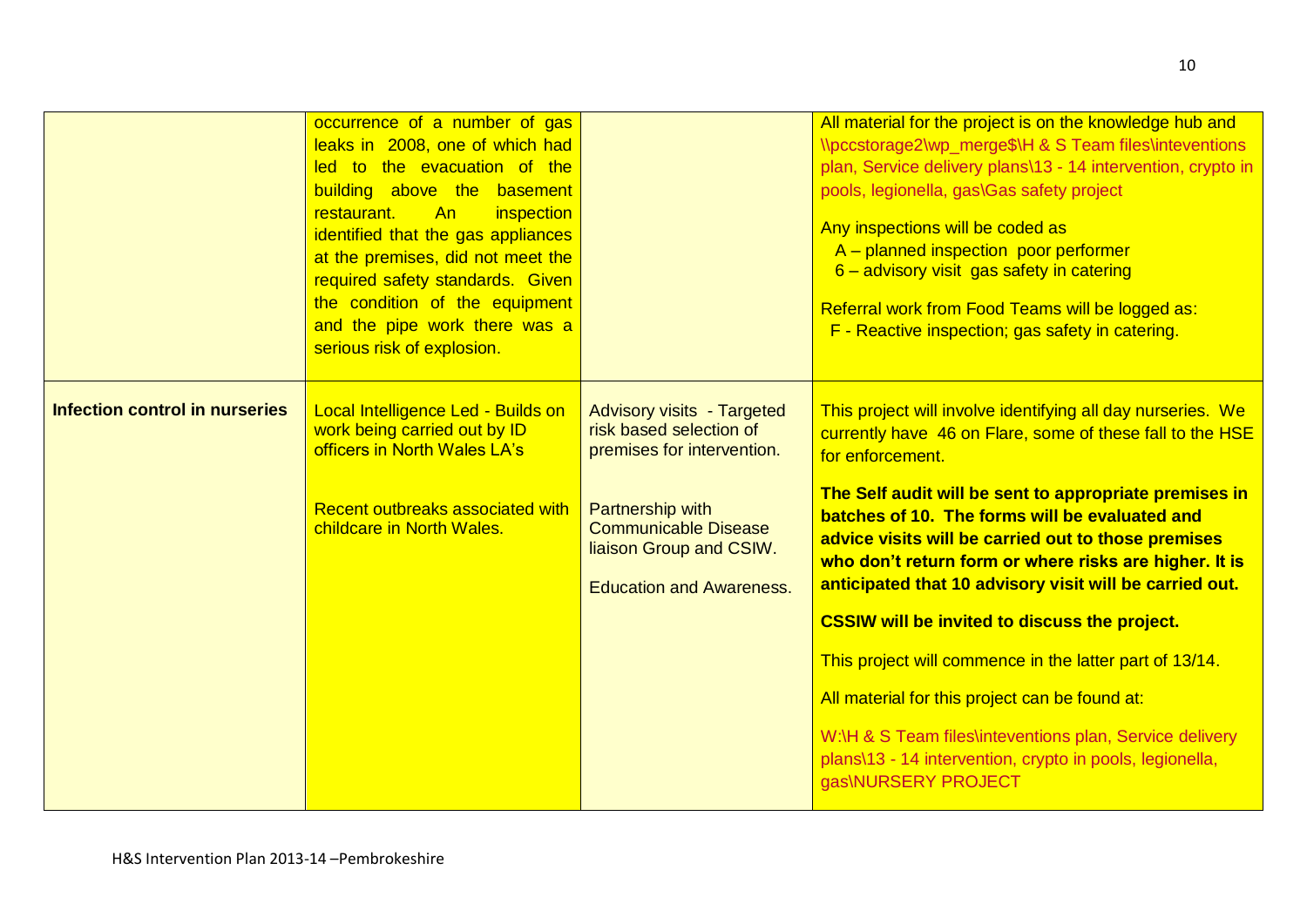| | | | |
|---|---|---|---|
| | occurrence of a number of gas leaks in 2008, one of which had led to the evacuation of the building above the basement restaurant. An inspection identified that the gas appliances at the premises, did not meet the required safety standards. Given the condition of the equipment and the pipe work there was a serious risk of explosion. | | All material for the project is on the knowledge hub and \\pccstorage2\wp_merge$\H & S Team files\inteventions plan, Service delivery plans\13 - 14 intervention, crypto in pools, legionella, gas\Gas safety project<br><br>Any inspections will be coded as<br>A – planned inspection poor performer<br>6 – advisory visit gas safety in catering<br><br>Referral work from Food Teams will be logged as:<br>F - Reactive inspection; gas safety in catering. |
| **Infection control in nurseries** | Local Intelligence Led - Builds on work being carried out by ID officers in North Wales LA's<br><br>Recent outbreaks associated with childcare in North Wales. | Advisory visits - Targeted risk based selection of premises for intervention.<br><br>Partnership with Communicable Disease liaison Group and CSIW.<br><br>Education and Awareness. | This project will involve identifying all day nurseries. We currently have 46 on Flare, some of these fall to the HSE for enforcement.<br><br>**The Self audit will be sent to appropriate premises in batches of 10. The forms will be evaluated and advice visits will be carried out to those premises who don't return form or where risks are higher. It is anticipated that 10 advisory visit will be carried out.**<br><br>**CSSIW will be invited to discuss the project.**<br><br>This project will commence in the latter part of 13/14.<br><br>All material for this project can be found at:<br><br>W:\H & S Team files\inteventions plan, Service delivery plans\13 - 14 intervention, crypto in pools, legionella, gas\NURSERY PROJECT |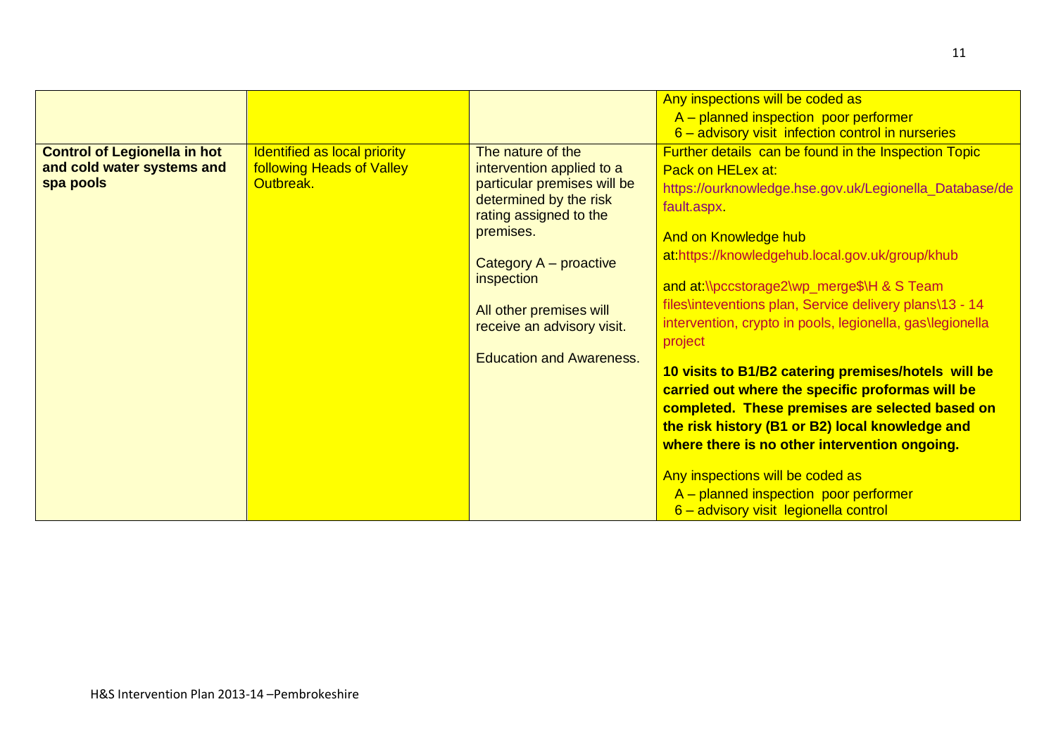| | | | |
|---|---|---|---|
| | | | Any inspections will be coded as<br>A – planned inspection poor performer<br>6 – advisory visit infection control in nurseries |
| **Control of Legionella in hot and cold water systems and spa pools** | Identified as local priority following Heads of Valley Outbreak. | The nature of the intervention applied to a particular premises will be determined by the risk rating assigned to the premises.<br><br>Category A – proactive inspection<br><br>All other premises will receive an advisory visit.<br><br>Education and Awareness. | Further details can be found in the Inspection Topic Pack on HELex at: https://ourknowledge.hse.gov.uk/Legionella_Database/default.aspx.<br><br>And on Knowledge hub at:https://knowledgehub.local.gov.uk/group/khub<br><br>and at:\\pccstorage2\wp_merge$\H & S Team files\inteventions plan, Service delivery plans\13 - 14 intervention, crypto in pools, legionella, gas\legionella project<br><br>**10 visits to B1/B2 catering premises/hotels will be carried out where the specific proformas will be completed. These premises are selected based on the risk history (B1 or B2) local knowledge and where there is no other intervention ongoing.**<br><br>Any inspections will be coded as<br>A – planned inspection poor performer<br>6 – advisory visit legionella control |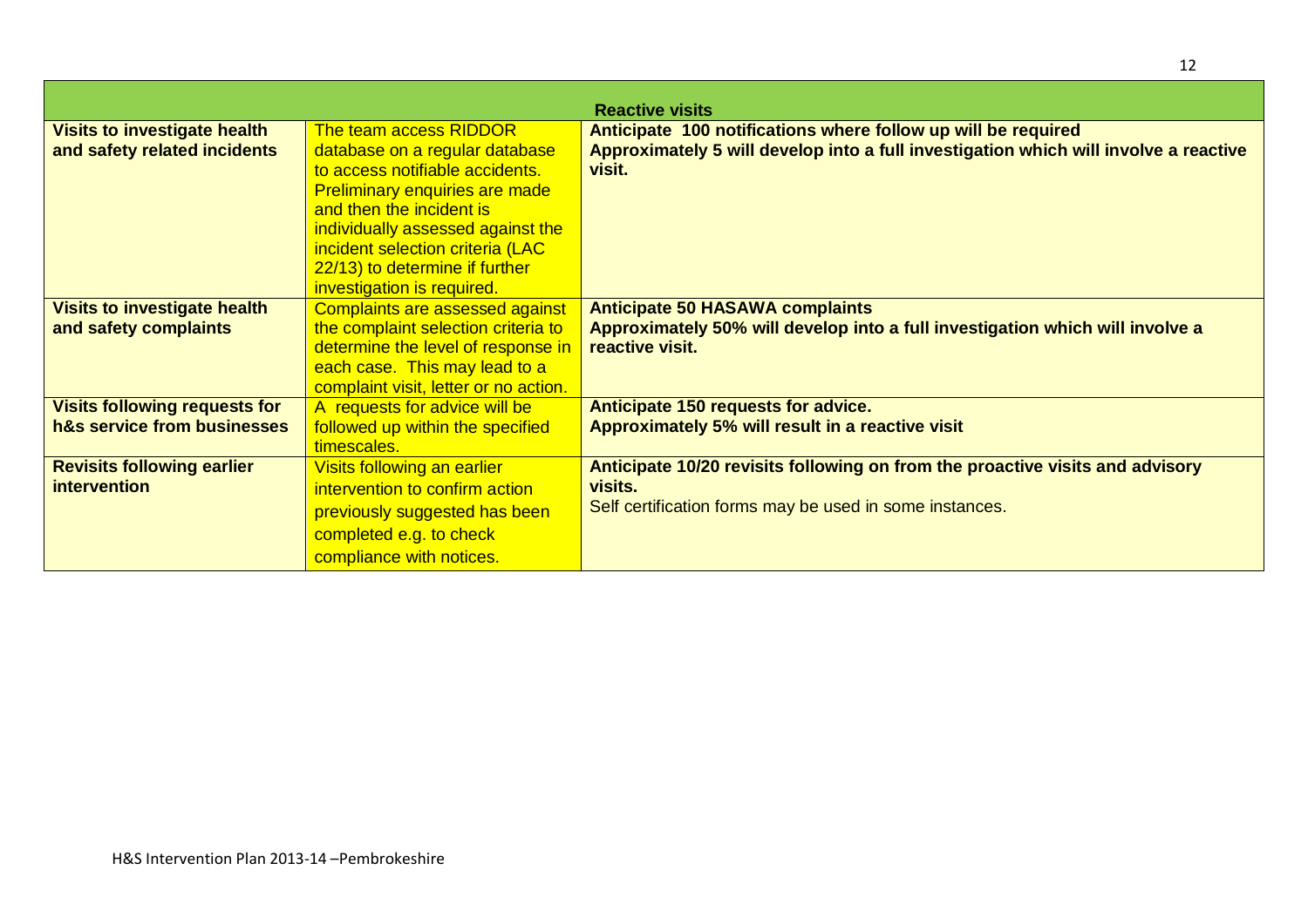| Reactive visits | | |
|---|---|---|
| **Visits to investigate health and safety related incidents** | The team access RIDDOR database on a regular database to access notifiable accidents. Preliminary enquiries are made and then the incident is individually assessed against the incident selection criteria (LAC 22/13) to determine if further investigation is required. | **Anticipate 100 notifications where follow up will be required**<br>**Approximately 5 will develop into a full investigation which will involve a reactive visit.** |
| **Visits to investigate health and safety complaints** | Complaints are assessed against the complaint selection criteria to determine the level of response in each case. This may lead to a complaint visit, letter or no action. | **Anticipate 50 HASAWA complaints**<br>**Approximately 50% will develop into a full investigation which will involve a reactive visit.** |
| **Visits following requests for h&s service from businesses** | A requests for advice will be followed up within the specified timescales. | **Anticipate 150 requests for advice.**<br>**Approximately 5% will result in a reactive visit** |
| **Revisits following earlier intervention** | Visits following an earlier intervention to confirm action previously suggested has been completed e.g. to check compliance with notices. | **Anticipate 10/20 revisits following on from the proactive visits and advisory visits.**<br>Self certification forms may be used in some instances. |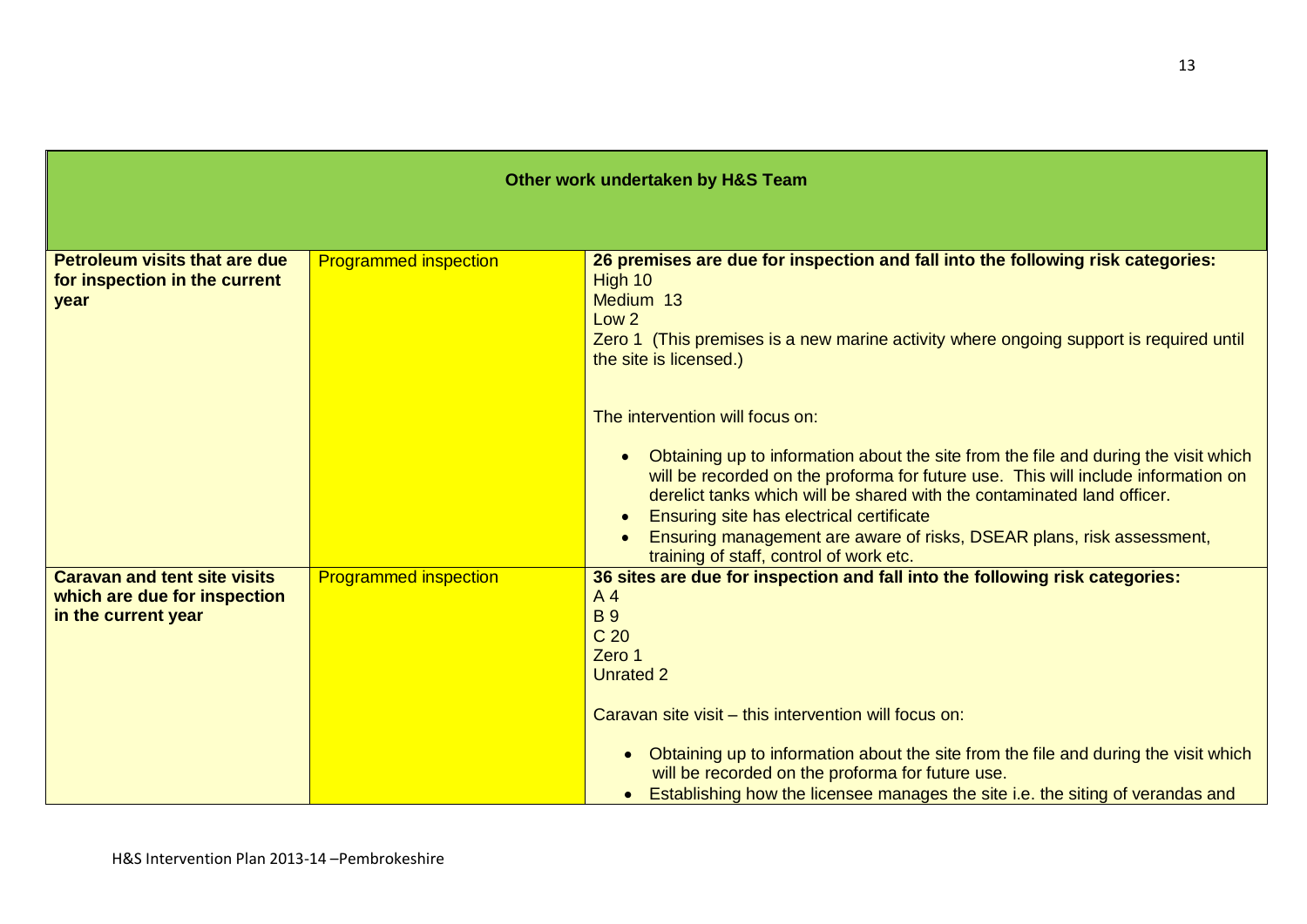| Other work undertaken by H&S Team | | |
|---|---|---|
| **Petroleum visits that are due for inspection in the current year** | Programmed inspection | **26 premises are due for inspection and fall into the following risk categories:**<br>High 10<br>Medium 13<br>Low 2<br>Zero 1 (This premises is a new marine activity where ongoing support is required until the site is licensed.)<br><br>The intervention will focus on:<br>• Obtaining up to information about the site from the file and during the visit which will be recorded on the proforma for future use. This will include information on derelict tanks which will be shared with the contaminated land officer.<br>• Ensuring site has electrical certificate<br>• Ensuring management are aware of risks, DSEAR plans, risk assessment, training of staff, control of work etc. |
| **Caravan and tent site visits which are due for inspection in the current year** | Programmed inspection | **36 sites are due for inspection and fall into the following risk categories:**<br>A 4<br>B 9<br>C 20<br>Zero 1<br>Unrated 2<br><br>Caravan site visit – this intervention will focus on:<br>• Obtaining up to information about the site from the file and during the visit which will be recorded on the proforma for future use.<br>• Establishing how the licensee manages the site i.e. the siting of verandas and |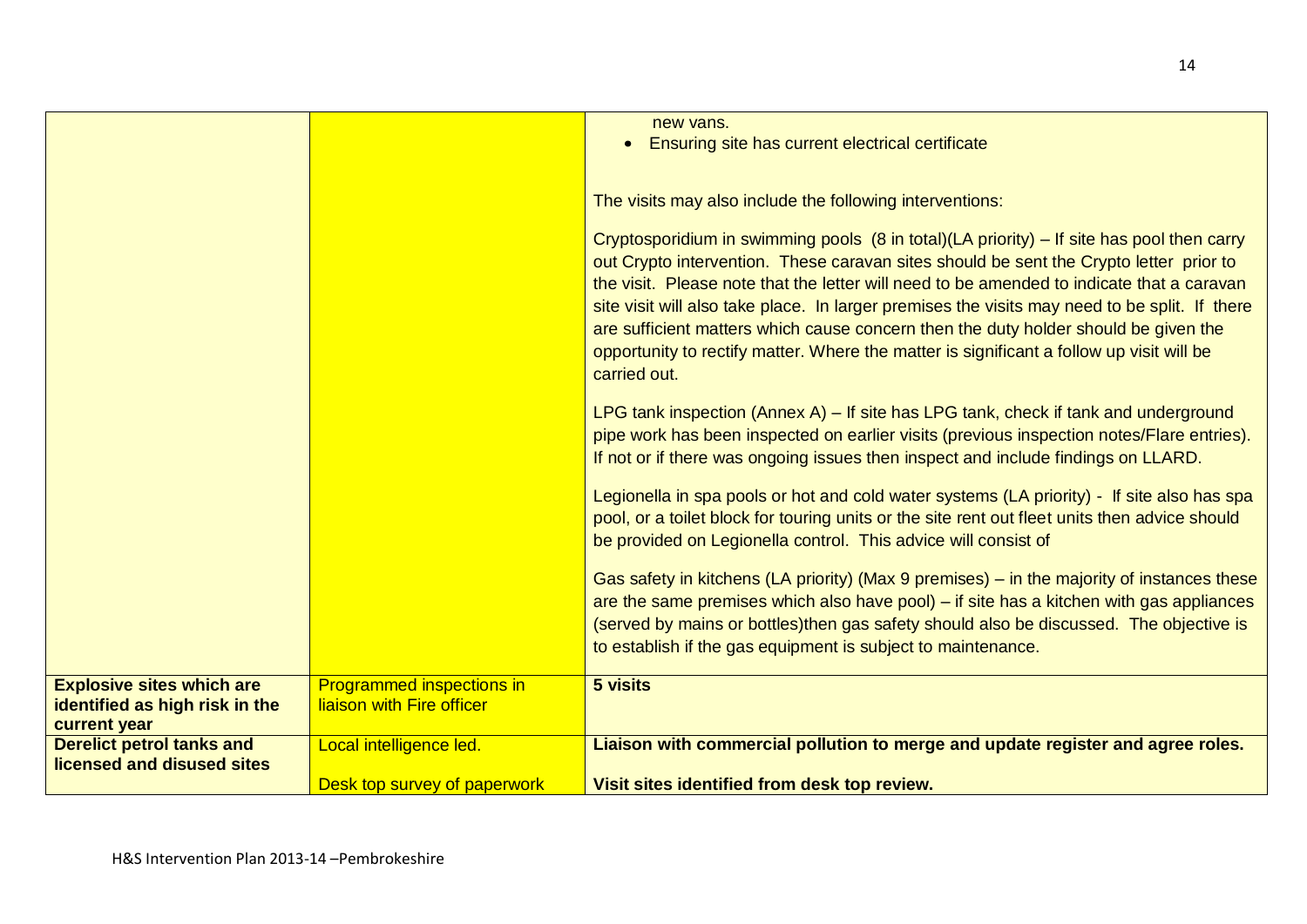| | | |
|---|---|---|
| | | new vans.<br>• Ensuring site has current electrical certificate<br><br>The visits may also include the following interventions:<br><br>Cryptosporidium in swimming pools (8 in total)(LA priority) – If site has pool then carry out Crypto intervention. These caravan sites should be sent the Crypto letter prior to the visit. Please note that the letter will need to be amended to indicate that a caravan site visit will also take place. In larger premises the visits may need to be split. If there are sufficient matters which cause concern then the duty holder should be given the opportunity to rectify matter. Where the matter is significant a follow up visit will be carried out.<br><br>LPG tank inspection (Annex A) – If site has LPG tank, check if tank and underground pipe work has been inspected on earlier visits (previous inspection notes/Flare entries). If not or if there was ongoing issues then inspect and include findings on LLARD.<br><br>Legionella in spa pools or hot and cold water systems (LA priority) - If site also has spa pool, or a toilet block for touring units or the site rent out fleet units then advice should be provided on Legionella control. This advice will consist of<br><br>Gas safety in kitchens (LA priority) (Max 9 premises) – in the majority of instances these are the same premises which also have pool) – if site has a kitchen with gas appliances (served by mains or bottles)then gas safety should also be discussed. The objective is to establish if the gas equipment is subject to maintenance. |
| **Explosive sites which are identified as high risk in the current year** | Programmed inspections in liaison with Fire officer | **5 visits** |
| **Derelict petrol tanks and licensed and disused sites** | Local intelligence led.<br><br>Desk top survey of paperwork | **Liaison with commercial pollution to merge and update register and agree roles.**<br><br>**Visit sites identified from desk top review.** |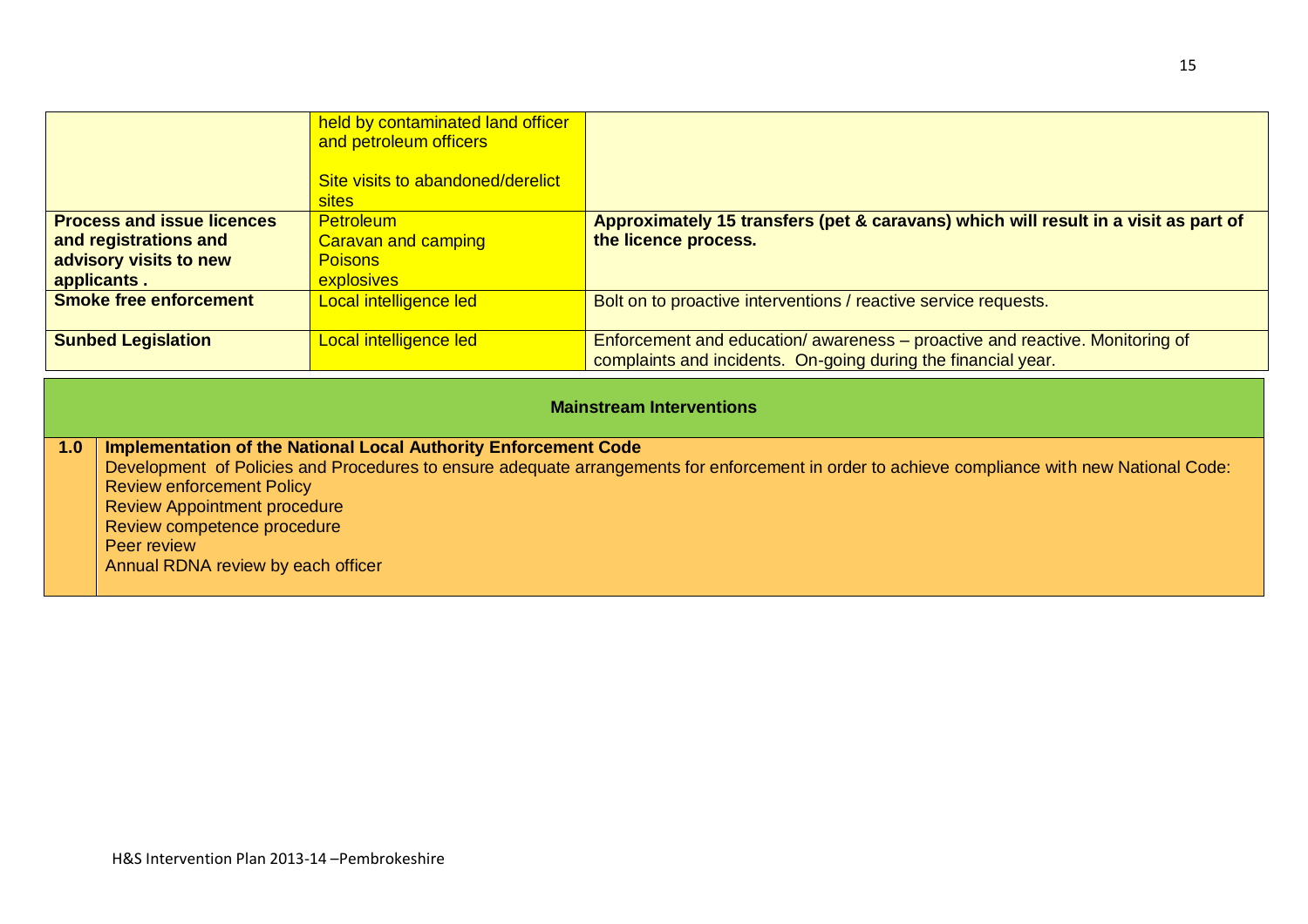| | | |
|---|---|---|
| | held by contaminated land officer and petroleum officers<br><br>Site visits to abandoned/derelict sites | |
| **Process and issue licences and registrations and advisory visits to new applicants .** | Petroleum<br>Caravan and camping<br>Poisons<br>explosives | **Approximately 15 transfers (pet & caravans) which will result in a visit as part of the licence process.** |
| **Smoke free enforcement** | Local intelligence led | Bolt on to proactive interventions / reactive service requests. |
| **Sunbed Legislation** | Local intelligence led | Enforcement and education/ awareness – proactive and reactive. Monitoring of complaints and incidents. On-going during the financial year. |

## Mainstream Interventions

| | |
|---|---|
| **1.0** | **Implementation of the National Local Authority Enforcement Code**<br>Development of Policies and Procedures to ensure adequate arrangements for enforcement in order to achieve compliance with new National Code:<br>Review enforcement Policy<br>Review Appointment procedure<br>Review competence procedure<br>Peer review<br>Annual RDNA review by each officer |